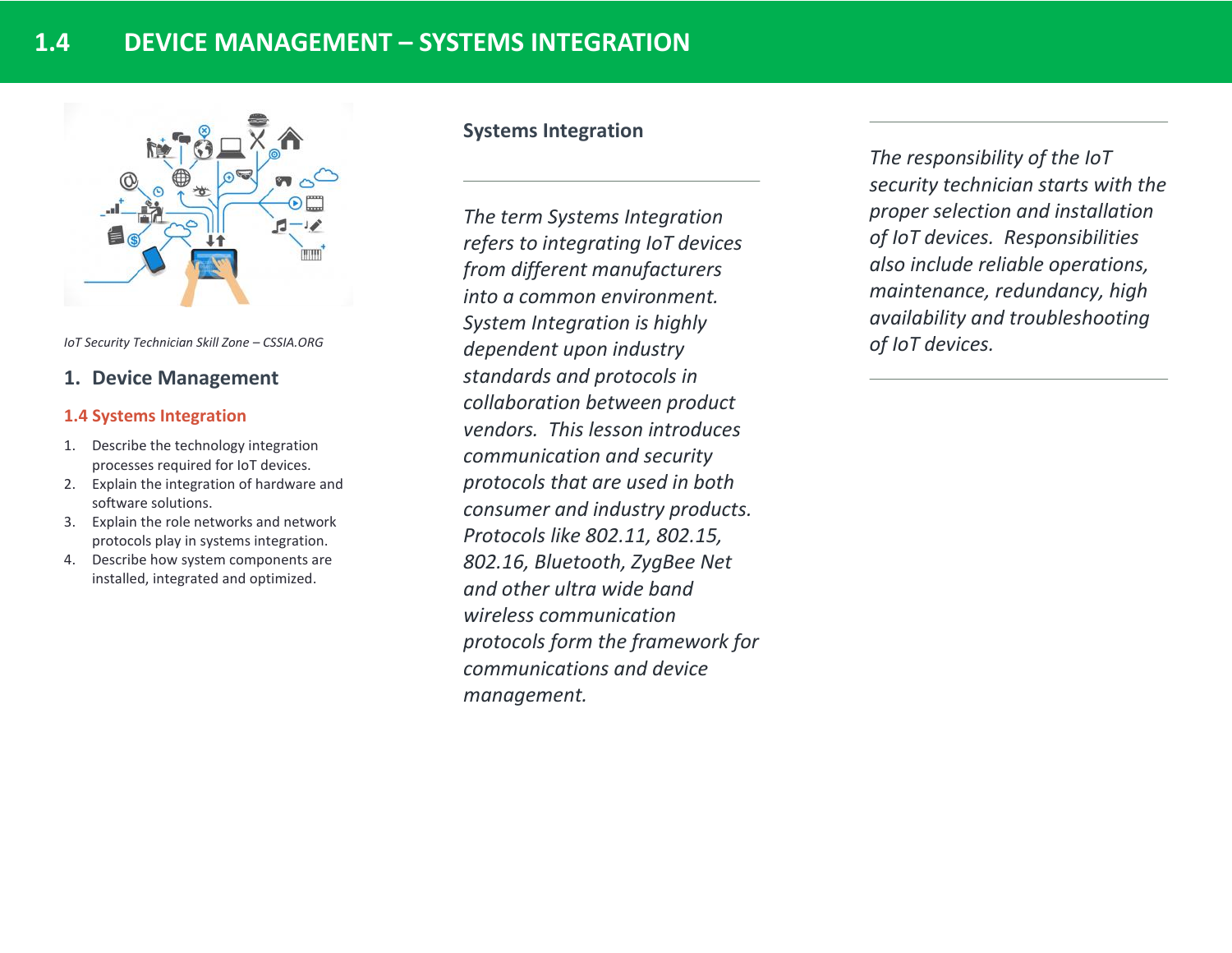# 1.4 DEVICE MANAGEMENT – SYSTEMS INTEGRATION

*IoT Security Technician Skill Zone – CSSIA.ORG*

## 1. Device Management

### 1.4 Systems Integration

1. Describe the technology integration processes required for IoT devices.
2. Explain the integration of hardware and software solutions.
3. Explain the role networks and network protocols play in systems integration.
4. Describe how system components are installed, integrated and optimized.

## Systems Integration

*The term Systems Integration refers to integrating IoT devices from different manufacturers into a common environment. System Integration is highly dependent upon industry standards and protocols in collaboration between product vendors. This lesson introduces communication and security protocols that are used in both consumer and industry products. Protocols like 802.11, 802.15, 802.16, Bluetooth, ZygBee Net and other ultra wide band wireless communication protocols form the framework for communications and device management.*

*The responsibility of the IoT security technician starts with the proper selection and installation of IoT devices. Responsibilities also include reliable operations, maintenance, redundancy, high availability and troubleshooting of IoT devices.*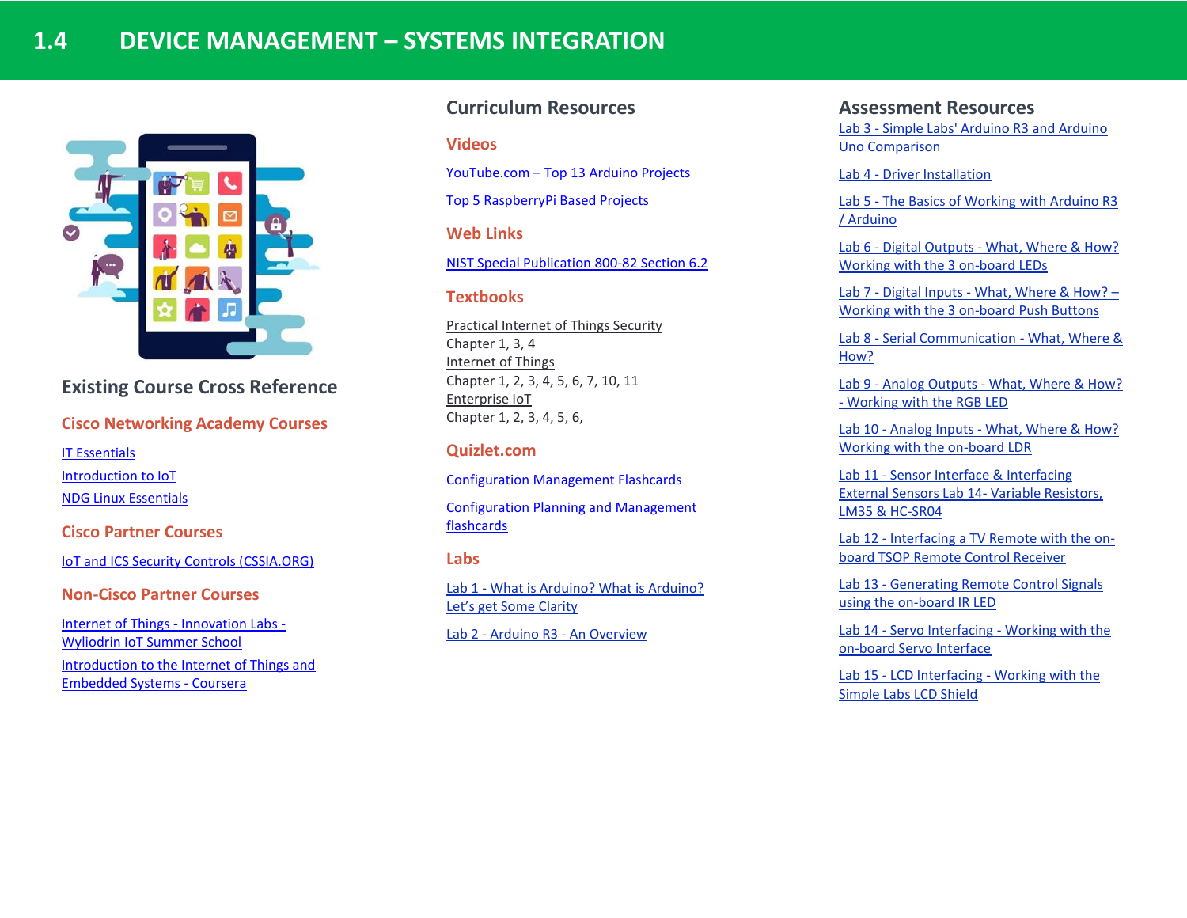# 1.4 DEVICE MANAGEMENT – SYSTEMS INTEGRATION

## Existing Course Cross Reference

### Cisco Networking Academy Courses

IT Essentials

Introduction to IoT

NDG Linux Essentials

### Cisco Partner Courses

IoT and ICS Security Controls (CSSIA.ORG)

### Non-Cisco Partner Courses

Internet of Things - Innovation Labs - Wyliodrin IoT Summer School

Introduction to the Internet of Things and Embedded Systems - Coursera

## Curriculum Resources

### Videos

YouTube.com – Top 13 Arduino Projects

Top 5 RaspberryPi Based Projects

### Web Links

NIST Special Publication 800-82 Section 6.2

### Textbooks

Practical Internet of Things Security
Chapter 1, 3, 4

Internet of Things
Chapter 1, 2, 3, 4, 5, 6, 7, 10, 11

Enterprise IoT
Chapter 1, 2, 3, 4, 5, 6,

### Quizlet.com

Configuration Management Flashcards

Configuration Planning and Management flashcards

### Labs

Lab 1 - What is Arduino? What is Arduino? Let's get Some Clarity

Lab 2 - Arduino R3 - An Overview

## Assessment Resources

Lab 3 - Simple Labs' Arduino R3 and Arduino Uno Comparison

Lab 4 - Driver Installation

Lab 5 - The Basics of Working with Arduino R3 / Arduino

Lab 6 - Digital Outputs - What, Where & How? Working with the 3 on-board LEDs

Lab 7 - Digital Inputs - What, Where & How? – Working with the 3 on-board Push Buttons

Lab 8 - Serial Communication - What, Where & How?

Lab 9 - Analog Outputs - What, Where & How? - Working with the RGB LED

Lab 10 - Analog Inputs - What, Where & How? Working with the on-board LDR

Lab 11 - Sensor Interface & Interfacing External Sensors Lab 14- Variable Resistors, LM35 & HC-SR04

Lab 12 - Interfacing a TV Remote with the on-board TSOP Remote Control Receiver

Lab 13 - Generating Remote Control Signals using the on-board IR LED

Lab 14 - Servo Interfacing - Working with the on-board Servo Interface

Lab 15 - LCD Interfacing - Working with the Simple Labs LCD Shield